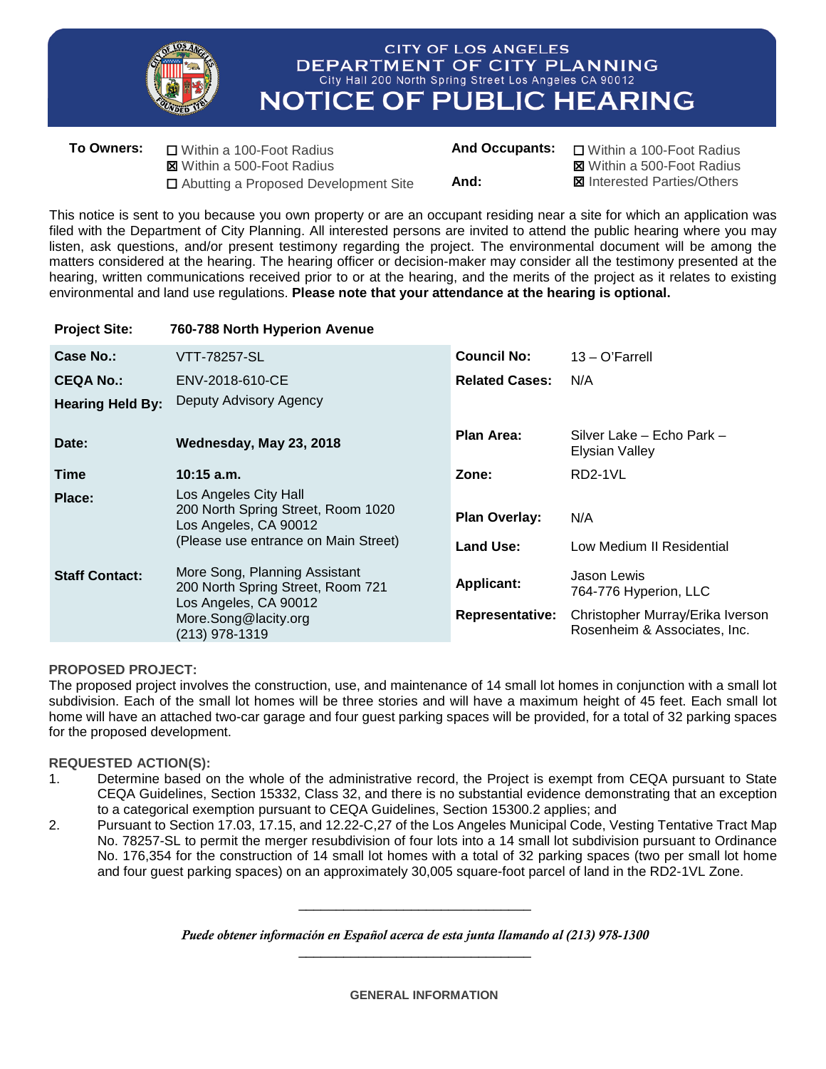# CITY OF LOS ANGELES
## DEPARTMENT OF CITY PLANNING
City Hall 200 North Spring Street Los Angeles CA 90012

# NOTICE OF PUBLIC HEARING

| **To Owners:** | | **And Occupants:** | |
|---|---|---|---|
| | ☐ Within a 100-Foot Radius | | ☐ Within a 100-Foot Radius |
| | ☒ Within a 500-Foot Radius | | ☒ Within a 500-Foot Radius |
| | ☐ Abutting a Proposed Development Site | **And:** | ☒ Interested Parties/Others |

This notice is sent to you because you own property or are an occupant residing near a site for which an application was filed with the Department of City Planning. All interested persons are invited to attend the public hearing where you may listen, ask questions, and/or present testimony regarding the project. The environmental document will be among the matters considered at the hearing. The hearing officer or decision-maker may consider all the testimony presented at the hearing, written communications received prior to or at the hearing, and the merits of the project as it relates to existing environmental and land use regulations. **Please note that your attendance at the hearing is optional.**

**Project Site:** **760-788 North Hyperion Avenue**

| | | | |
|---|---|---|---|
| **Case No.:** | VTT-78257-SL | **Council No:** | 13 – O'Farrell |
| **CEQA No.:** | ENV-2018-610-CE | **Related Cases:** | N/A |
| **Hearing Held By:** | Deputy Advisory Agency | | |
| **Date:** | **Wednesday, May 23, 2018** | **Plan Area:** | Silver Lake – Echo Park – Elysian Valley |
| **Time** | **10:15 a.m.** | **Zone:** | RD2-1VL |
| **Place:** | Los Angeles City Hall<br>200 North Spring Street, Room 1020<br>Los Angeles, CA 90012<br>(Please use entrance on Main Street) | **Plan Overlay:** | N/A |
| | | **Land Use:** | Low Medium II Residential |
| **Staff Contact:** | More Song, Planning Assistant<br>200 North Spring Street, Room 721<br>Los Angeles, CA 90012<br>More.Song@lacity.org<br>(213) 978-1319 | **Applicant:** | Jason Lewis<br>764-776 Hyperion, LLC |
| | | **Representative:** | Christopher Murray/Erika Iverson<br>Rosenheim & Associates, Inc. |

**PROPOSED PROJECT:**
The proposed project involves the construction, use, and maintenance of 14 small lot homes in conjunction with a small lot subdivision. Each of the small lot homes will be three stories and will have a maximum height of 45 feet. Each small lot home will have an attached two-car garage and four guest parking spaces will be provided, for a total of 32 parking spaces for the proposed development.

**REQUESTED ACTION(S):**

1. Determine based on the whole of the administrative record, the Project is exempt from CEQA pursuant to State CEQA Guidelines, Section 15332, Class 32, and there is no substantial evidence demonstrating that an exception to a categorical exemption pursuant to CEQA Guidelines, Section 15300.2 applies; and
2. Pursuant to Section 17.03, 17.15, and 12.22-C,27 of the Los Angeles Municipal Code, Vesting Tentative Tract Map No. 78257-SL to permit the merger resubdivision of four lots into a 14 small lot subdivision pursuant to Ordinance No. 176,354 for the construction of 14 small lot homes with a total of 32 parking spaces (two per small lot home and four guest parking spaces) on an approximately 30,005 square-foot parcel of land in the RD2-1VL Zone.

---

*Puede obtener información en Español acerca de esta junta llamando al (213) 978-1300*

---

**GENERAL INFORMATION**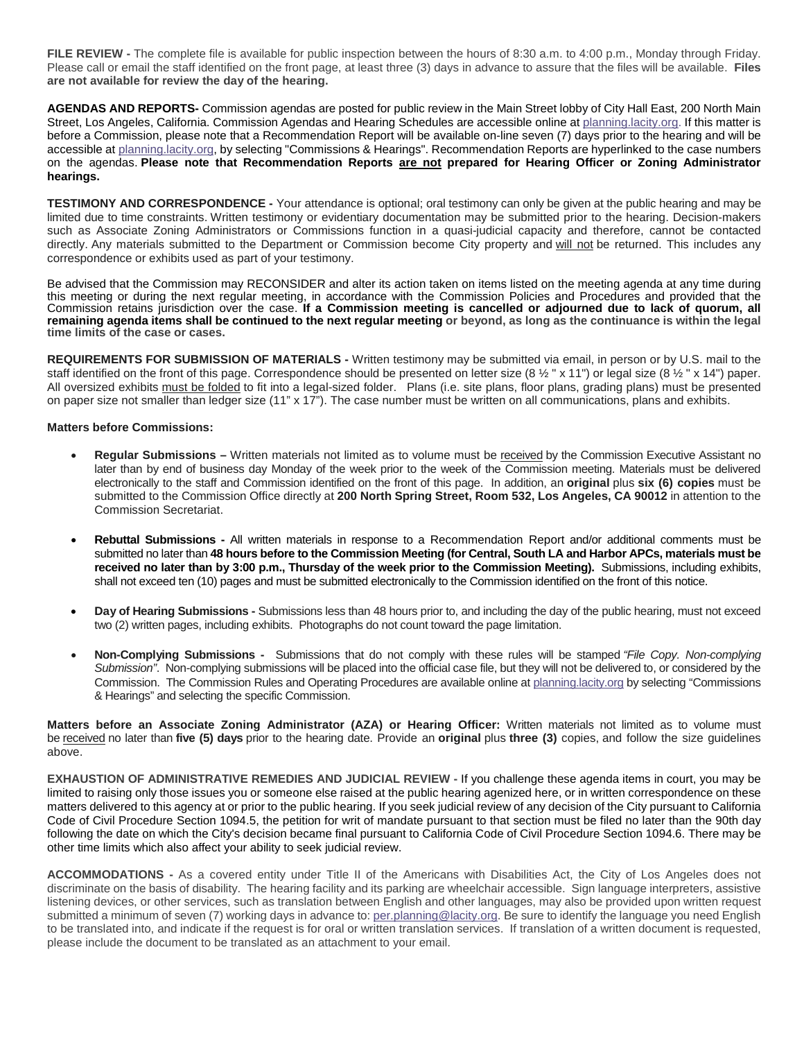**FILE REVIEW -** The complete file is available for public inspection between the hours of 8:30 a.m. to 4:00 p.m., Monday through Friday. Please call or email the staff identified on the front page, at least three (3) days in advance to assure that the files will be available. **Files are not available for review the day of the hearing.**

**AGENDAS AND REPORTS-** Commission agendas are posted for public review in the Main Street lobby of City Hall East, 200 North Main Street, Los Angeles, California. Commission Agendas and Hearing Schedules are accessible online at planning.lacity.org. If this matter is before a Commission, please note that a Recommendation Report will be available on-line seven (7) days prior to the hearing and will be accessible at planning.lacity.org, by selecting "Commissions & Hearings". Recommendation Reports are hyperlinked to the case numbers on the agendas. **Please note that Recommendation Reports are not prepared for Hearing Officer or Zoning Administrator hearings.**

**TESTIMONY AND CORRESPONDENCE -** Your attendance is optional; oral testimony can only be given at the public hearing and may be limited due to time constraints. Written testimony or evidentiary documentation may be submitted prior to the hearing. Decision-makers such as Associate Zoning Administrators or Commissions function in a quasi-judicial capacity and therefore, cannot be contacted directly. Any materials submitted to the Department or Commission become City property and will not be returned. This includes any correspondence or exhibits used as part of your testimony.

Be advised that the Commission may RECONSIDER and alter its action taken on items listed on the meeting agenda at any time during this meeting or during the next regular meeting, in accordance with the Commission Policies and Procedures and provided that the Commission retains jurisdiction over the case. **If a Commission meeting is cancelled or adjourned due to lack of quorum, all remaining agenda items shall be continued to the next regular meeting or beyond, as long as the continuance is within the legal time limits of the case or cases.**

**REQUIREMENTS FOR SUBMISSION OF MATERIALS -** Written testimony may be submitted via email, in person or by U.S. mail to the staff identified on the front of this page. Correspondence should be presented on letter size (8 ½ " x 11") or legal size (8 ½ " x 14") paper. All oversized exhibits must be folded to fit into a legal-sized folder. Plans (i.e. site plans, floor plans, grading plans) must be presented on paper size not smaller than ledger size (11" x 17"). The case number must be written on all communications, plans and exhibits.

**Matters before Commissions:**

- **Regular Submissions –** Written materials not limited as to volume must be received by the Commission Executive Assistant no later than by end of business day Monday of the week prior to the week of the Commission meeting. Materials must be delivered electronically to the staff and Commission identified on the front of this page. In addition, an **original** plus **six (6) copies** must be submitted to the Commission Office directly at **200 North Spring Street, Room 532, Los Angeles, CA 90012** in attention to the Commission Secretariat.

- **Rebuttal Submissions -** All written materials in response to a Recommendation Report and/or additional comments must be submitted no later than **48 hours before to the Commission Meeting (for Central, South LA and Harbor APCs, materials must be received no later than by 3:00 p.m., Thursday of the week prior to the Commission Meeting).** Submissions, including exhibits, shall not exceed ten (10) pages and must be submitted electronically to the Commission identified on the front of this notice.

- **Day of Hearing Submissions -** Submissions less than 48 hours prior to, and including the day of the public hearing, must not exceed two (2) written pages, including exhibits. Photographs do not count toward the page limitation.

- **Non-Complying Submissions -** Submissions that do not comply with these rules will be stamped *"File Copy. Non-complying Submission"*. Non-complying submissions will be placed into the official case file, but they will not be delivered to, or considered by the Commission. The Commission Rules and Operating Procedures are available online at planning.lacity.org by selecting "Commissions & Hearings" and selecting the specific Commission.

**Matters before an Associate Zoning Administrator (AZA) or Hearing Officer:** Written materials not limited as to volume must be received no later than **five (5) days** prior to the hearing date. Provide an **original** plus **three (3)** copies, and follow the size guidelines above.

**EXHAUSTION OF ADMINISTRATIVE REMEDIES AND JUDICIAL REVIEW -** If you challenge these agenda items in court, you may be limited to raising only those issues you or someone else raised at the public hearing agenized here, or in written correspondence on these matters delivered to this agency at or prior to the public hearing. If you seek judicial review of any decision of the City pursuant to California Code of Civil Procedure Section 1094.5, the petition for writ of mandate pursuant to that section must be filed no later than the 90th day following the date on which the City's decision became final pursuant to California Code of Civil Procedure Section 1094.6. There may be other time limits which also affect your ability to seek judicial review.

**ACCOMMODATIONS -** As a covered entity under Title II of the Americans with Disabilities Act, the City of Los Angeles does not discriminate on the basis of disability. The hearing facility and its parking are wheelchair accessible. Sign language interpreters, assistive listening devices, or other services, such as translation between English and other languages, may also be provided upon written request submitted a minimum of seven (7) working days in advance to: per.planning@lacity.org. Be sure to identify the language you need English to be translated into, and indicate if the request is for oral or written translation services. If translation of a written document is requested, please include the document to be translated as an attachment to your email.